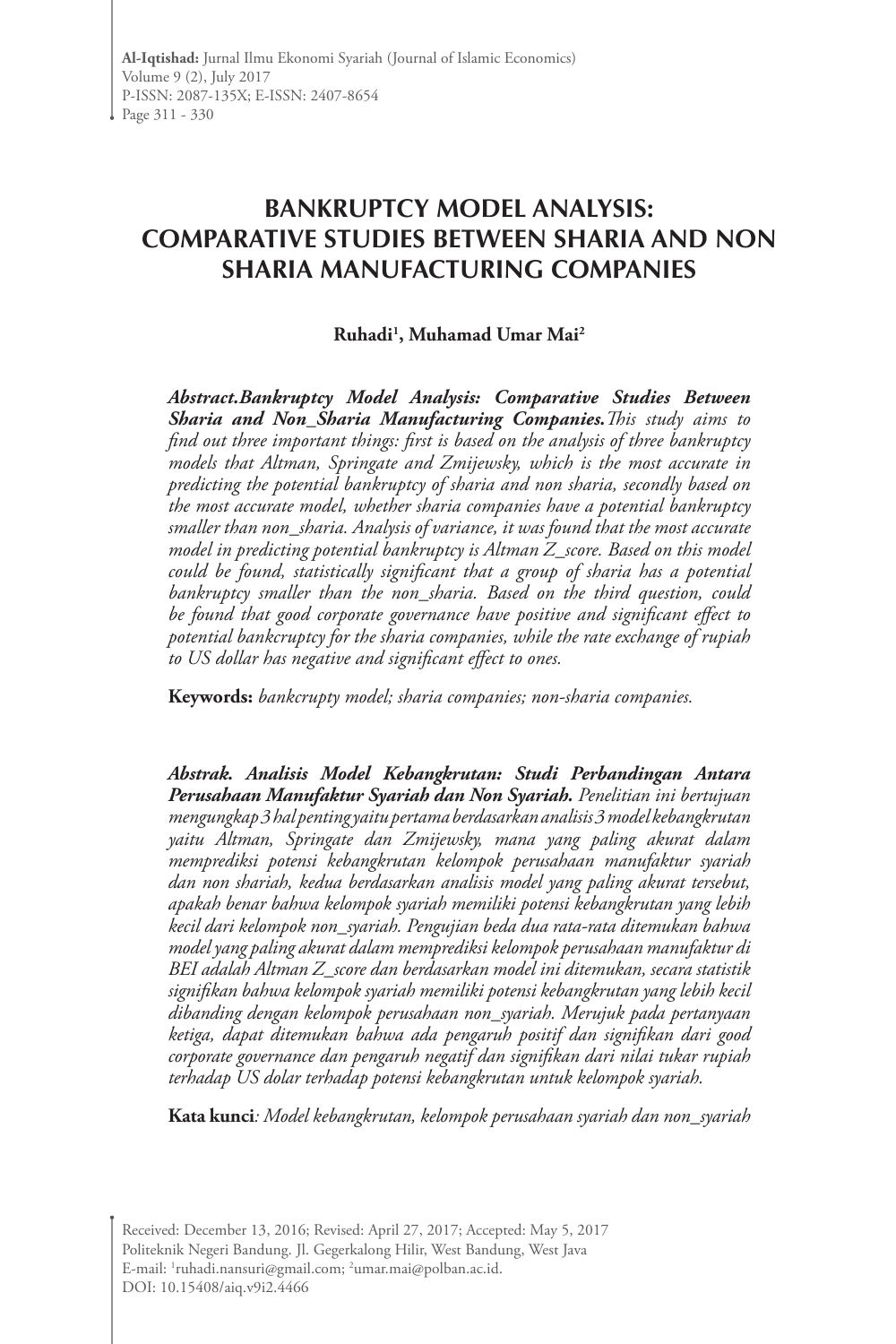# BANKRUPTCY MODEL ANALYSIS: COMPARATIVE STUDIES BETWEEN SHARIA AND NON SHARIA MANUFACTURING COMPANIES

**Ruhadi[1], Muhamad Umar Mai[2]**

***Abstract.Bankruptcy Model Analysis: Comparative Studies Between Sharia and Non_Sharia Manufacturing Companies.*** *This study aims to find out three important things: first is based on the analysis of three bankruptcy models that Altman, Springate and Zmijewsky, which is the most accurate in predicting the potential bankruptcy of sharia and non sharia, secondly based on the most accurate model, whether sharia companies have a potential bankruptcy smaller than non_sharia. Analysis of variance, it was found that the most accurate model in predicting potential bankruptcy is Altman Z_score. Based on this model could be found, statistically significant that a group of sharia has a potential bankruptcy smaller than the non_sharia. Based on the third question, could be found that good corporate governance have positive and significant effect to potential bankcruptcy for the sharia companies, while the rate exchange of rupiah to US dollar has negative and significant effect to ones.*

**Keywords:** *bankcrupty model; sharia companies; non-sharia companies.*

***Abstrak. Analisis Model Kebangkrutan: Studi Perbandingan Antara Perusahaan Manufaktur Syariah dan Non Syariah.*** *Penelitian ini bertujuan mengungkap 3 hal penting yaitu pertama berdasarkan analisis 3 model kebangkrutan yaitu Altman, Springate dan Zmijewsky, mana yang paling akurat dalam memprediksi potensi kebangkrutan kelompok perusahaan manufaktur syariah dan non shariah, kedua berdasarkan analisis model yang paling akurat tersebut, apakah benar bahwa kelompok syariah memiliki potensi kebangkrutan yang lebih kecil dari kelompok non_syariah. Pengujian beda dua rata-rata ditemukan bahwa model yang paling akurat dalam memprediksi kelompok perusahaan manufaktur di BEI adalah Altman Z_score dan berdasarkan model ini ditemukan, secara statistik signifikan bahwa kelompok syariah memiliki potensi kebangkrutan yang lebih kecil dibanding dengan kelompok perusahaan non_syariah. Merujuk pada pertanyaan ketiga, dapat ditemukan bahwa ada pengaruh positif dan signifikan dari good corporate governance dan pengaruh negatif dan signifikan dari nilai tukar rupiah terhadap US dolar terhadap potensi kebangkrutan untuk kelompok syariah.*

**Kata kunci***: Model kebangkrutan, kelompok perusahaan syariah dan non_syariah*

Received: December 13, 2016; Revised: April 27, 2017; Accepted: May 5, 2017
Politeknik Negeri Bandung. Jl. Gegerkalong Hilir, West Bandung, West Java
E-mail: [1]ruhadi.nansuri@gmail.com; [2]umar.mai@polban.ac.id.
DOI: 10.15408/aiq.v9i2.4466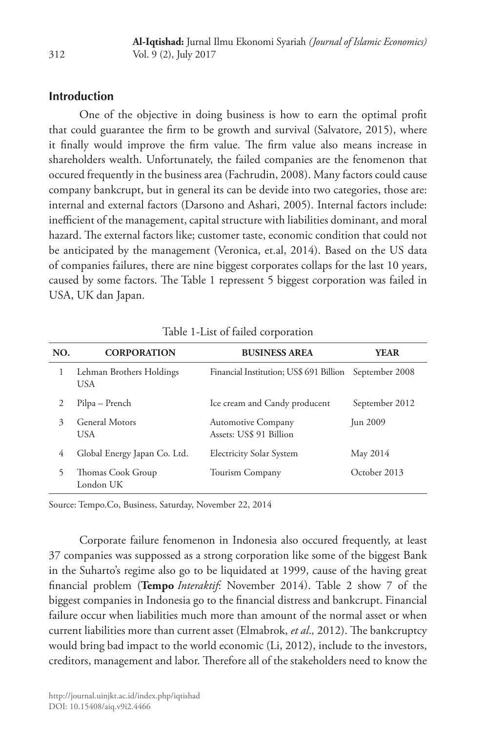## Introduction

One of the objective in doing business is how to earn the optimal profit that could guarantee the firm to be growth and survival (Salvatore, 2015), where it finally would improve the firm value. The firm value also means increase in shareholders wealth. Unfortunately, the failed companies are the fenomenon that occured frequently in the business area (Fachrudin, 2008). Many factors could cause company bankcrupt, but in general its can be devide into two categories, those are: internal and external factors (Darsono and Ashari, 2005). Internal factors include: inefficient of the management, capital structure with liabilities dominant, and moral hazard. The external factors like; customer taste, economic condition that could not be anticipated by the management (Veronica, et.al, 2014). Based on the US data of companies failures, there are nine biggest corporates collaps for the last 10 years, caused by some factors. The Table 1 repressent 5 biggest corporation was failed in USA, UK dan Japan.

Table 1-List of failed corporation

| NO. | CORPORATION | BUSINESS AREA | YEAR |
|---|---|---|---|
| 1 | Lehman Brothers Holdings USA | Financial Institution; US$ 691 Billion | September 2008 |
| 2 | Pilpa – Prench | Ice cream and Candy producent | September 2012 |
| 3 | General Motors USA | Automotive Company Assets: US$ 91 Billion | Jun 2009 |
| 4 | Global Energy Japan Co. Ltd. | Electricity Solar System | May 2014 |
| 5 | Thomas Cook Group London UK | Tourism Company | October 2013 |

Source: Tempo.Co, Business, Saturday, November 22, 2014

Corporate failure fenomenon in Indonesia also occured frequently, at least 37 companies was suppossed as a strong corporation like some of the biggest Bank in the Suharto's regime also go to be liquidated at 1999, cause of the having great financial problem (**Tempo** *Interaktif*: November 2014). Table 2 show 7 of the biggest companies in Indonesia go to the financial distress and bankcrupt. Financial failure occur when liabilities much more than amount of the normal asset or when current liabilities more than current asset (Elmabrok, *et al.,* 2012). The bankcruptcy would bring bad impact to the world economic (Li, 2012), include to the investors, creditors, management and labor. Therefore all of the stakeholders need to know the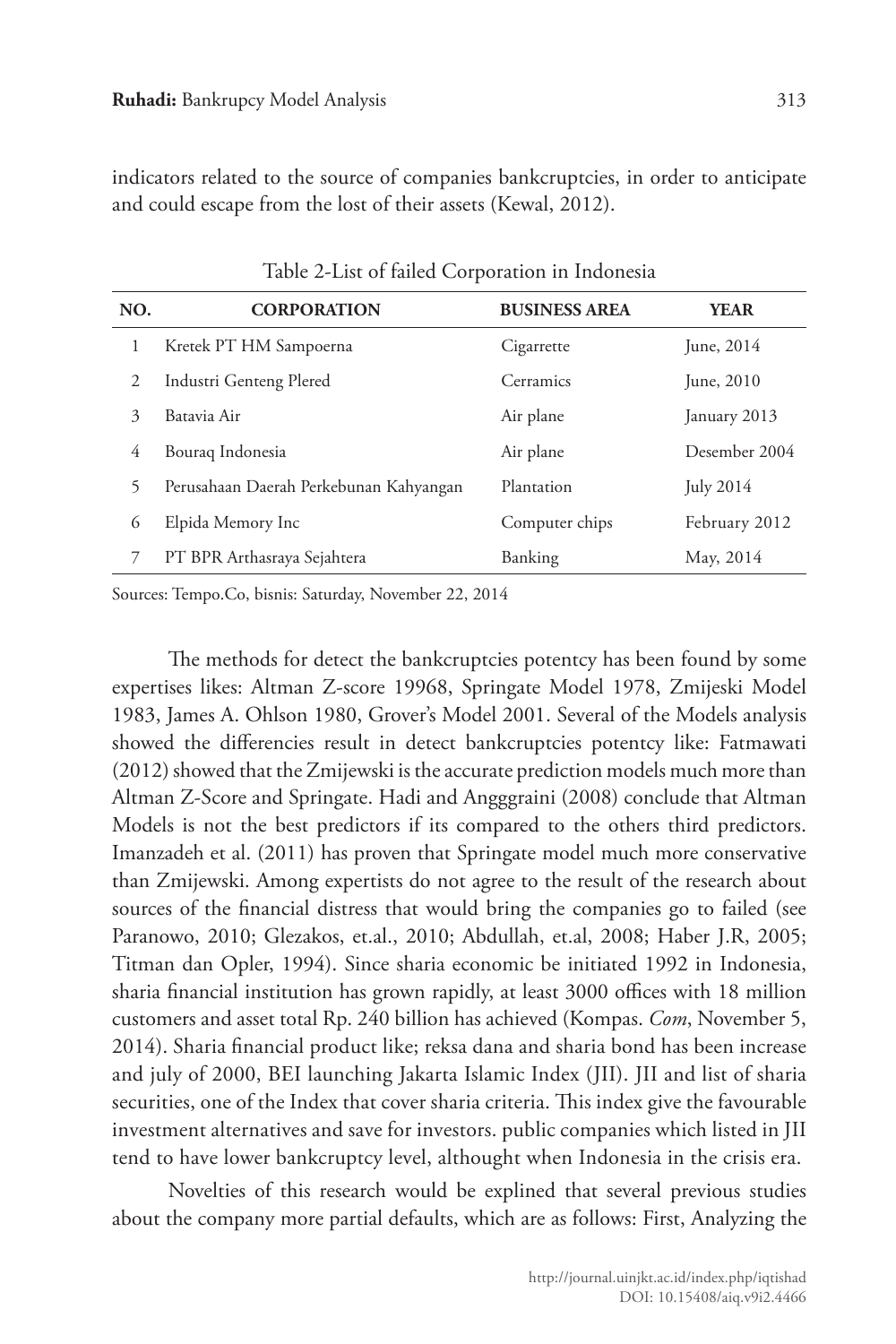indicators related to the source of companies bankcruptcies, in order to anticipate and could escape from the lost of their assets (Kewal, 2012).

Table 2-List of failed Corporation in Indonesia

| NO. | CORPORATION | BUSINESS AREA | YEAR |
|---|---|---|---|
| 1 | Kretek PT HM Sampoerna | Cigarrette | June, 2014 |
| 2 | Industri Genteng Plered | Cerramics | June, 2010 |
| 3 | Batavia Air | Air plane | January 2013 |
| 4 | Bouraq Indonesia | Air plane | Desember 2004 |
| 5 | Perusahaan Daerah Perkebunan Kahyangan | Plantation | July 2014 |
| 6 | Elpida Memory Inc | Computer chips | February 2012 |
| 7 | PT BPR Arthasraya Sejahtera | Banking | May, 2014 |

Sources: Tempo.Co, bisnis: Saturday, November 22, 2014

The methods for detect the bankcruptcies potentcy has been found by some expertises likes: Altman Z-score 19968, Springate Model 1978, Zmijeski Model 1983, James A. Ohlson 1980, Grover's Model 2001. Several of the Models analysis showed the differencies result in detect bankcruptcies potentcy like: Fatmawati (2012) showed that the Zmijewski is the accurate prediction models much more than Altman Z-Score and Springate. Hadi and Angggraini (2008) conclude that Altman Models is not the best predictors if its compared to the others third predictors. Imanzadeh et al. (2011) has proven that Springate model much more conservative than Zmijewski. Among expertists do not agree to the result of the research about sources of the financial distress that would bring the companies go to failed (see Paranowo, 2010; Glezakos, et.al., 2010; Abdullah, et.al, 2008; Haber J.R, 2005; Titman dan Opler, 1994). Since sharia economic be initiated 1992 in Indonesia, sharia financial institution has grown rapidly, at least 3000 offices with 18 million customers and asset total Rp. 240 billion has achieved (Kompas. *Com*, November 5, 2014). Sharia financial product like; reksa dana and sharia bond has been increase and july of 2000, BEI launching Jakarta Islamic Index (JII). JII and list of sharia securities, one of the Index that cover sharia criteria. This index give the favourable investment alternatives and save for investors. public companies which listed in JII tend to have lower bankcruptcy level, althought when Indonesia in the crisis era.

Novelties of this research would be explined that several previous studies about the company more partial defaults, which are as follows: First, Analyzing the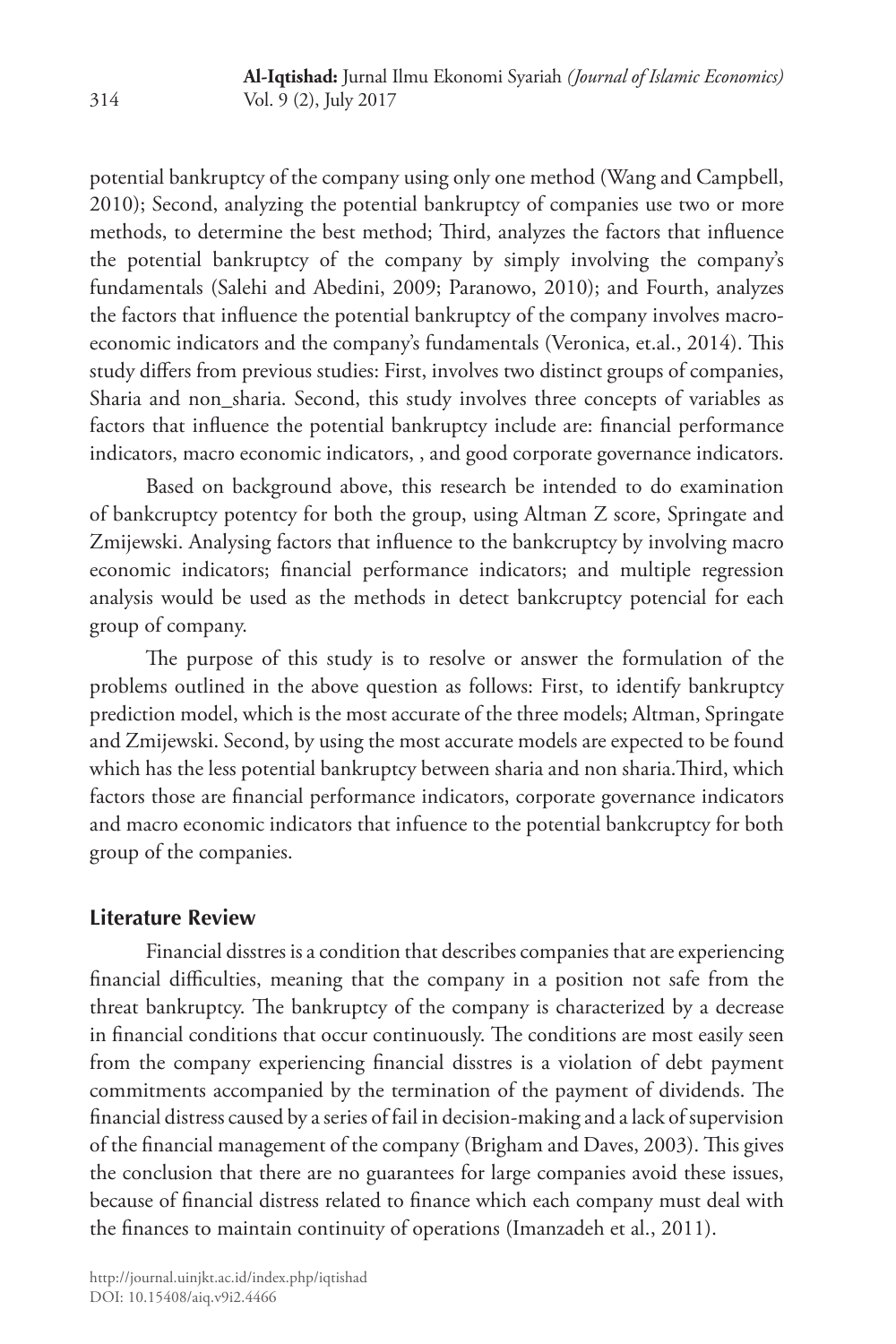potential bankruptcy of the company using only one method (Wang and Campbell, 2010); Second, analyzing the potential bankruptcy of companies use two or more methods, to determine the best method; Third, analyzes the factors that influence the potential bankruptcy of the company by simply involving the company's fundamentals (Salehi and Abedini, 2009; Paranowo, 2010); and Fourth, analyzes the factors that influence the potential bankruptcy of the company involves macro-economic indicators and the company's fundamentals (Veronica, et.al., 2014). This study differs from previous studies: First, involves two distinct groups of companies, Sharia and non_sharia. Second, this study involves three concepts of variables as factors that influence the potential bankruptcy include are: financial performance indicators, macro economic indicators, , and good corporate governance indicators.

Based on background above, this research be intended to do examination of bankcruptcy potentcy for both the group, using Altman Z score, Springate and Zmijewski. Analysing factors that influence to the bankcruptcy by involving macro economic indicators; financial performance indicators; and multiple regression analysis would be used as the methods in detect bankcruptcy potencial for each group of company.

The purpose of this study is to resolve or answer the formulation of the problems outlined in the above question as follows: First, to identify bankruptcy prediction model, which is the most accurate of the three models; Altman, Springate and Zmijewski. Second, by using the most accurate models are expected to be found which has the less potential bankruptcy between sharia and non sharia.Third, which factors those are financial performance indicators, corporate governance indicators and macro economic indicators that infuence to the potential bankcruptcy for both group of the companies.

## Literature Review

Financial disstres is a condition that describes companies that are experiencing financial difficulties, meaning that the company in a position not safe from the threat bankruptcy. The bankruptcy of the company is characterized by a decrease in financial conditions that occur continuously. The conditions are most easily seen from the company experiencing financial disstres is a violation of debt payment commitments accompanied by the termination of the payment of dividends. The financial distress caused by a series of fail in decision-making and a lack of supervision of the financial management of the company (Brigham and Daves, 2003). This gives the conclusion that there are no guarantees for large companies avoid these issues, because of financial distress related to finance which each company must deal with the finances to maintain continuity of operations (Imanzadeh et al., 2011).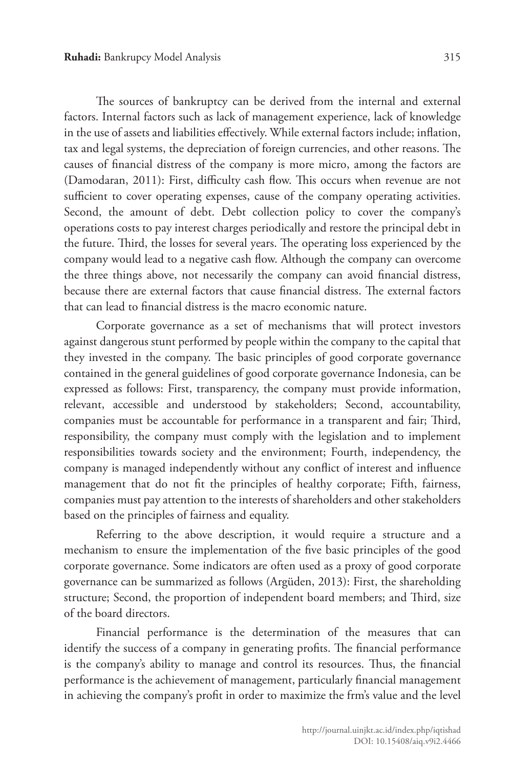The sources of bankruptcy can be derived from the internal and external factors. Internal factors such as lack of management experience, lack of knowledge in the use of assets and liabilities effectively. While external factors include; inflation, tax and legal systems, the depreciation of foreign currencies, and other reasons. The causes of financial distress of the company is more micro, among the factors are (Damodaran, 2011): First, difficulty cash flow. This occurs when revenue are not sufficient to cover operating expenses, cause of the company operating activities. Second, the amount of debt. Debt collection policy to cover the company's operations costs to pay interest charges periodically and restore the principal debt in the future. Third, the losses for several years. The operating loss experienced by the company would lead to a negative cash flow. Although the company can overcome the three things above, not necessarily the company can avoid financial distress, because there are external factors that cause financial distress. The external factors that can lead to financial distress is the macro economic nature.

Corporate governance as a set of mechanisms that will protect investors against dangerous stunt performed by people within the company to the capital that they invested in the company. The basic principles of good corporate governance contained in the general guidelines of good corporate governance Indonesia, can be expressed as follows: First, transparency, the company must provide information, relevant, accessible and understood by stakeholders; Second, accountability, companies must be accountable for performance in a transparent and fair; Third, responsibility, the company must comply with the legislation and to implement responsibilities towards society and the environment; Fourth, independency, the company is managed independently without any conflict of interest and influence management that do not fit the principles of healthy corporate; Fifth, fairness, companies must pay attention to the interests of shareholders and other stakeholders based on the principles of fairness and equality.

Referring to the above description, it would require a structure and a mechanism to ensure the implementation of the five basic principles of the good corporate governance. Some indicators are often used as a proxy of good corporate governance can be summarized as follows (Argüden, 2013): First, the shareholding structure; Second, the proportion of independent board members; and Third, size of the board directors.

Financial performance is the determination of the measures that can identify the success of a company in generating profits. The financial performance is the company's ability to manage and control its resources. Thus, the financial performance is the achievement of management, particularly financial management in achieving the company's profit in order to maximize the frm's value and the level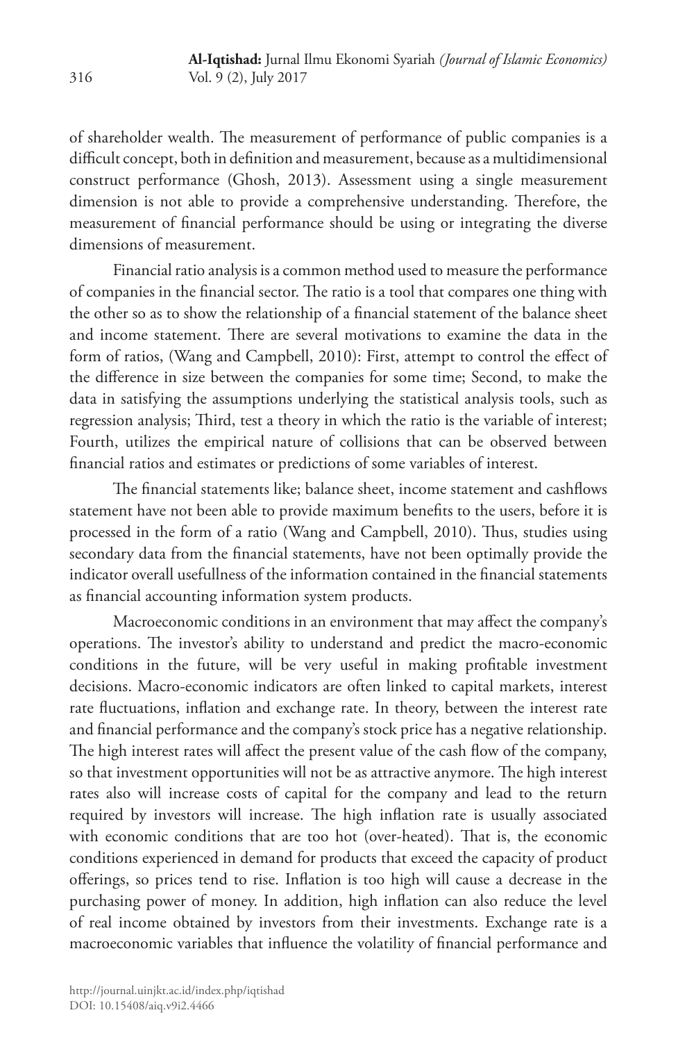of shareholder wealth. The measurement of performance of public companies is a difficult concept, both in definition and measurement, because as a multidimensional construct performance (Ghosh, 2013). Assessment using a single measurement dimension is not able to provide a comprehensive understanding. Therefore, the measurement of financial performance should be using or integrating the diverse dimensions of measurement.

Financial ratio analysis is a common method used to measure the performance of companies in the financial sector. The ratio is a tool that compares one thing with the other so as to show the relationship of a financial statement of the balance sheet and income statement. There are several motivations to examine the data in the form of ratios, (Wang and Campbell, 2010): First, attempt to control the effect of the difference in size between the companies for some time; Second, to make the data in satisfying the assumptions underlying the statistical analysis tools, such as regression analysis; Third, test a theory in which the ratio is the variable of interest; Fourth, utilizes the empirical nature of collisions that can be observed between financial ratios and estimates or predictions of some variables of interest.

The financial statements like; balance sheet, income statement and cashflows statement have not been able to provide maximum benefits to the users, before it is processed in the form of a ratio (Wang and Campbell, 2010). Thus, studies using secondary data from the financial statements, have not been optimally provide the indicator overall usefullness of the information contained in the financial statements as financial accounting information system products.

Macroeconomic conditions in an environment that may affect the company's operations. The investor's ability to understand and predict the macro-economic conditions in the future, will be very useful in making profitable investment decisions. Macro-economic indicators are often linked to capital markets, interest rate fluctuations, inflation and exchange rate. In theory, between the interest rate and financial performance and the company's stock price has a negative relationship. The high interest rates will affect the present value of the cash flow of the company, so that investment opportunities will not be as attractive anymore. The high interest rates also will increase costs of capital for the company and lead to the return required by investors will increase. The high inflation rate is usually associated with economic conditions that are too hot (over-heated). That is, the economic conditions experienced in demand for products that exceed the capacity of product offerings, so prices tend to rise. Inflation is too high will cause a decrease in the purchasing power of money. In addition, high inflation can also reduce the level of real income obtained by investors from their investments. Exchange rate is a macroeconomic variables that influence the volatility of financial performance and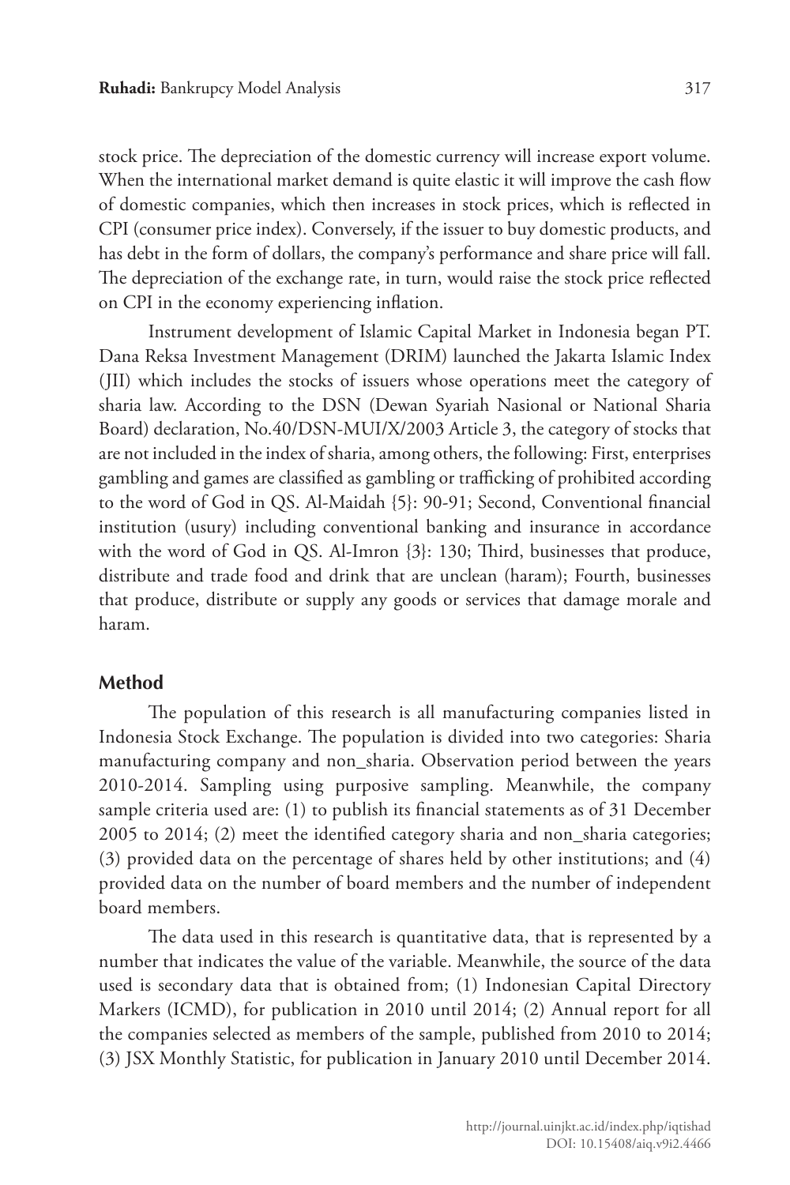stock price. The depreciation of the domestic currency will increase export volume. When the international market demand is quite elastic it will improve the cash flow of domestic companies, which then increases in stock prices, which is reflected in CPI (consumer price index). Conversely, if the issuer to buy domestic products, and has debt in the form of dollars, the company's performance and share price will fall. The depreciation of the exchange rate, in turn, would raise the stock price reflected on CPI in the economy experiencing inflation.

Instrument development of Islamic Capital Market in Indonesia began PT. Dana Reksa Investment Management (DRIM) launched the Jakarta Islamic Index (JII) which includes the stocks of issuers whose operations meet the category of sharia law. According to the DSN (Dewan Syariah Nasional or National Sharia Board) declaration, No.40/DSN-MUI/X/2003 Article 3, the category of stocks that are not included in the index of sharia, among others, the following: First, enterprises gambling and games are classified as gambling or trafficking of prohibited according to the word of God in QS. Al-Maidah {5}: 90-91; Second, Conventional financial institution (usury) including conventional banking and insurance in accordance with the word of God in QS. Al-Imron {3}: 130; Third, businesses that produce, distribute and trade food and drink that are unclean (haram); Fourth, businesses that produce, distribute or supply any goods or services that damage morale and haram.

## Method

The population of this research is all manufacturing companies listed in Indonesia Stock Exchange. The population is divided into two categories: Sharia manufacturing company and non_sharia. Observation period between the years 2010-2014. Sampling using purposive sampling. Meanwhile, the company sample criteria used are: (1) to publish its financial statements as of 31 December 2005 to 2014; (2) meet the identified category sharia and non_sharia categories; (3) provided data on the percentage of shares held by other institutions; and (4) provided data on the number of board members and the number of independent board members.

The data used in this research is quantitative data, that is represented by a number that indicates the value of the variable. Meanwhile, the source of the data used is secondary data that is obtained from; (1) Indonesian Capital Directory Markers (ICMD), for publication in 2010 until 2014; (2) Annual report for all the companies selected as members of the sample, published from 2010 to 2014; (3) JSX Monthly Statistic, for publication in January 2010 until December 2014.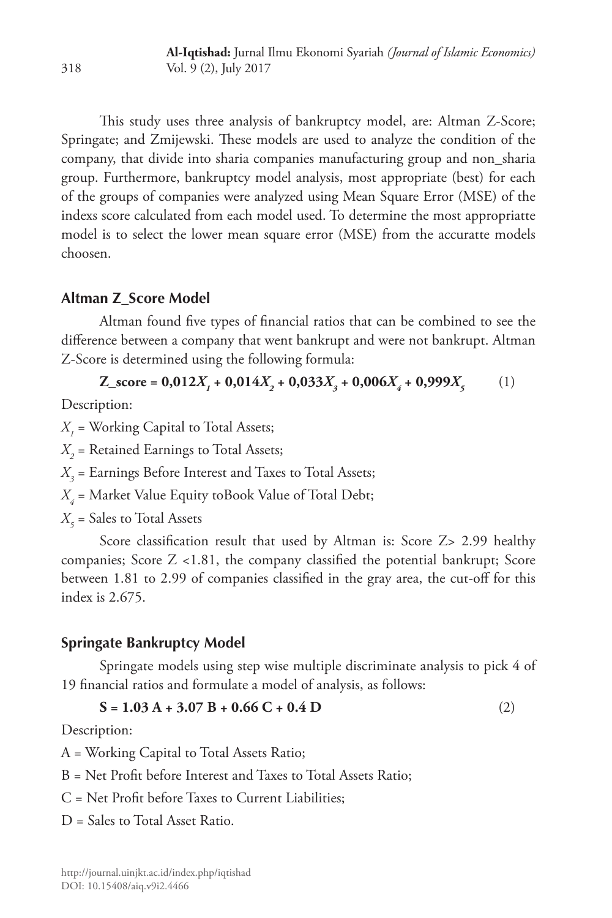This study uses three analysis of bankruptcy model, are: Altman Z-Score; Springate; and Zmijewski. These models are used to analyze the condition of the company, that divide into sharia companies manufacturing group and non_sharia group. Furthermore, bankruptcy model analysis, most appropriate (best) for each of the groups of companies were analyzed using Mean Square Error (MSE) of the indexs score calculated from each model used. To determine the most appropriatte model is to select the lower mean square error (MSE) from the accuratte models choosen.

### Altman Z_Score Model

Altman found five types of financial ratios that can be combined to see the difference between a company that went bankrupt and were not bankrupt. Altman Z-Score is determined using the following formula:

$$\textbf{Z\_score} = 0{,}012X_1 + 0{,}014X_2 + 0{,}033X_3 + 0{,}006X_4 + 0{,}999X_5 \qquad (1)$$

Description:

$X_1$ = Working Capital to Total Assets;

$X_2$ = Retained Earnings to Total Assets;

$X_3$ = Earnings Before Interest and Taxes to Total Assets;

$X_4$ = Market Value Equity toBook Value of Total Debt;

$X_5$ = Sales to Total Assets

Score classification result that used by Altman is: Score Z> 2.99 healthy companies; Score Z <1.81, the company classified the potential bankrupt; Score between 1.81 to 2.99 of companies classified in the gray area, the cut-off for this index is 2.675.

### Springate Bankruptcy Model

Springate models using step wise multiple discriminate analysis to pick 4 of 19 financial ratios and formulate a model of analysis, as follows:

$$\mathbf{S = 1.03\,A + 3.07\,B + 0.66\,C + 0.4\,D} \qquad (2)$$

Description:

A = Working Capital to Total Assets Ratio;

B = Net Profit before Interest and Taxes to Total Assets Ratio;

C = Net Profit before Taxes to Current Liabilities;

D = Sales to Total Asset Ratio.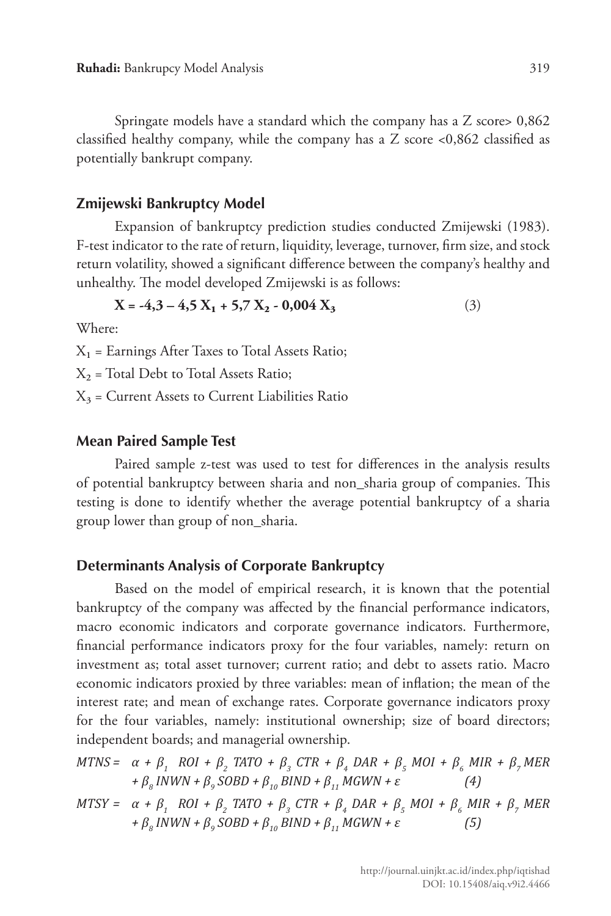Springate models have a standard which the company has a Z score> 0,862 classified healthy company, while the company has a Z score <0,862 classified as potentially bankrupt company.

## Zmijewski Bankruptcy Model

Expansion of bankruptcy prediction studies conducted Zmijewski (1983). F-test indicator to the rate of return, liquidity, leverage, turnover, firm size, and stock return volatility, showed a significant difference between the company's healthy and unhealthy. The model developed Zmijewski is as follows:

$$\mathbf{X = -4{,}3 - 4{,}5\ X_1 + 5{,}7\ X_2 - 0{,}004\ X_3} \tag{3}$$

Where:

$X_1$ = Earnings After Taxes to Total Assets Ratio;

$X_2$ = Total Debt to Total Assets Ratio;

$X_3$ = Current Assets to Current Liabilities Ratio

## Mean Paired Sample Test

Paired sample z-test was used to test for differences in the analysis results of potential bankruptcy between sharia and non_sharia group of companies. This testing is done to identify whether the average potential bankruptcy of a sharia group lower than group of non_sharia.

## Determinants Analysis of Corporate Bankruptcy

Based on the model of empirical research, it is known that the potential bankruptcy of the company was affected by the financial performance indicators, macro economic indicators and corporate governance indicators. Furthermore, financial performance indicators proxy for the four variables, namely: return on investment as; total asset turnover; current ratio; and debt to assets ratio. Macro economic indicators proxied by three variables: mean of inflation; the mean of the interest rate; and mean of exchange rates. Corporate governance indicators proxy for the four variables, namely: institutional ownership; size of board directors; independent boards; and managerial ownership.

$$MTNS = \alpha + \beta_1\ ROI + \beta_2\ TATO + \beta_3\ CTR + \beta_4\ DAR + \beta_5\ MOI + \beta_6\ MIR + \beta_7\ MER + \beta_8\ INWN + \beta_9\ SOBD + \beta_{10}\ BIND + \beta_{11}\ MGWN + \varepsilon \tag{4}$$

$$MTSY = \alpha + \beta_1\ ROI + \beta_2\ TATO + \beta_3\ CTR + \beta_4\ DAR + \beta_5\ MOI + \beta_6\ MIR + \beta_7\ MER + \beta_8\ INWN + \beta_9\ SOBD + \beta_{10}\ BIND + \beta_{11}\ MGWN + \varepsilon \tag{5}$$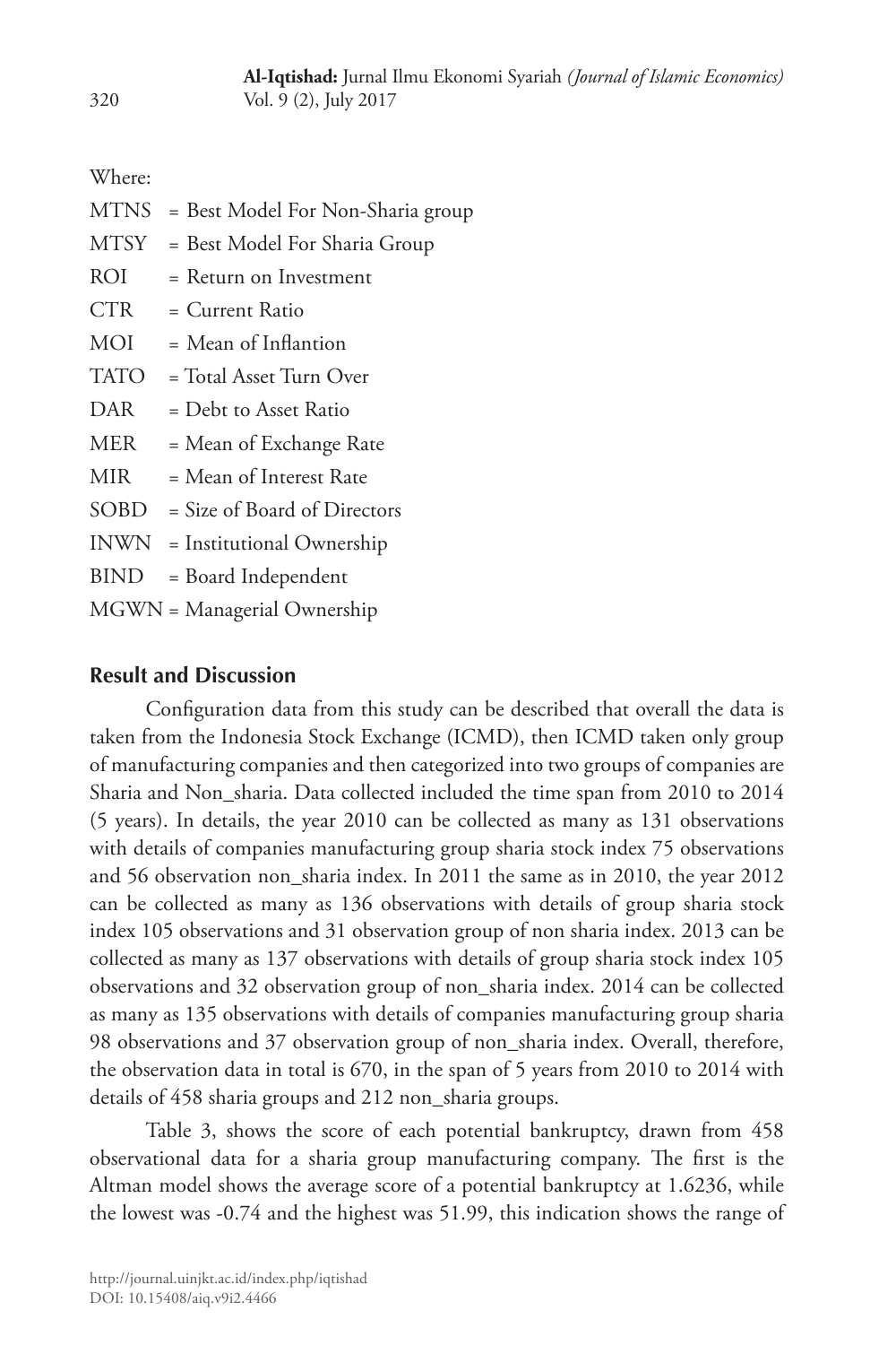Where:

MTNS = Best Model For Non-Sharia group

MTSY = Best Model For Sharia Group

ROI = Return on Investment

CTR = Current Ratio

MOI = Mean of Inflantion

TATO = Total Asset Turn Over

DAR = Debt to Asset Ratio

MER = Mean of Exchange Rate

MIR = Mean of Interest Rate

SOBD = Size of Board of Directors

INWN = Institutional Ownership

BIND = Board Independent

MGWN = Managerial Ownership

## Result and Discussion

Configuration data from this study can be described that overall the data is taken from the Indonesia Stock Exchange (ICMD), then ICMD taken only group of manufacturing companies and then categorized into two groups of companies are Sharia and Non_sharia. Data collected included the time span from 2010 to 2014 (5 years). In details, the year 2010 can be collected as many as 131 observations with details of companies manufacturing group sharia stock index 75 observations and 56 observation non_sharia index. In 2011 the same as in 2010, the year 2012 can be collected as many as 136 observations with details of group sharia stock index 105 observations and 31 observation group of non sharia index. 2013 can be collected as many as 137 observations with details of group sharia stock index 105 observations and 32 observation group of non_sharia index. 2014 can be collected as many as 135 observations with details of companies manufacturing group sharia 98 observations and 37 observation group of non_sharia index. Overall, therefore, the observation data in total is 670, in the span of 5 years from 2010 to 2014 with details of 458 sharia groups and 212 non_sharia groups.

Table 3, shows the score of each potential bankruptcy, drawn from 458 observational data for a sharia group manufacturing company. The first is the Altman model shows the average score of a potential bankruptcy at 1.6236, while the lowest was -0.74 and the highest was 51.99, this indication shows the range of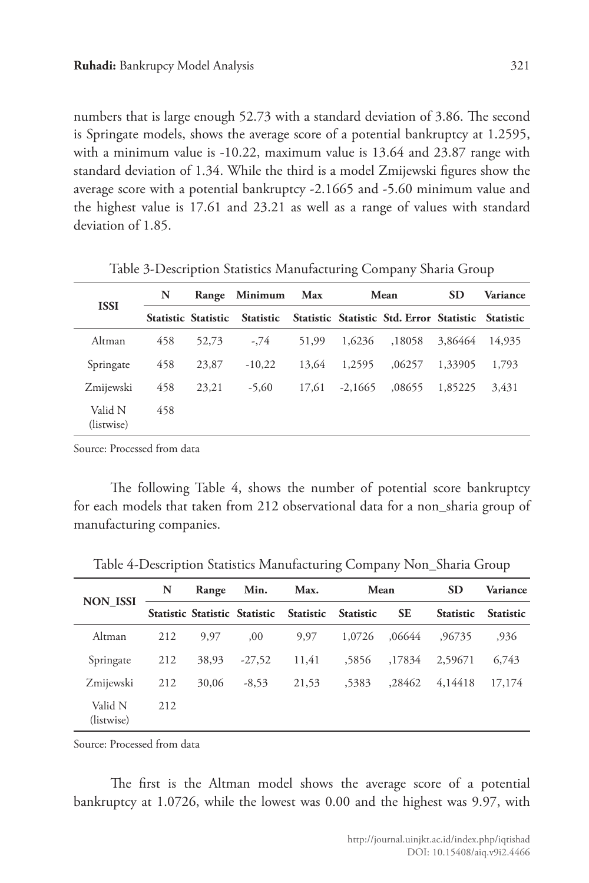numbers that is large enough 52.73 with a standard deviation of 3.86. The second is Springate models, shows the average score of a potential bankruptcy at 1.2595, with a minimum value is -10.22, maximum value is 13.64 and 23.87 range with standard deviation of 1.34. While the third is a model Zmijewski figures show the average score with a potential bankruptcy -2.1665 and -5.60 minimum value and the highest value is 17.61 and 23.21 as well as a range of values with standard deviation of 1.85.

Table 3-Description Statistics Manufacturing Company Sharia Group

| ISSI | N | Range | Minimum | Max | Mean | | SD | Variance |
|---|---|---|---|---|---|---|---|---|
| | Statistic | Statistic | Statistic | Statistic | Statistic | Std. Error | Statistic | Statistic |
| Altman | 458 | 52,73 | -,74 | 51,99 | 1,6236 | ,18058 | 3,86464 | 14,935 |
| Springate | 458 | 23,87 | -10,22 | 13,64 | 1,2595 | ,06257 | 1,33905 | 1,793 |
| Zmijewski | 458 | 23,21 | -5,60 | 17,61 | -2,1665 | ,08655 | 1,85225 | 3,431 |
| Valid N (listwise) | 458 | | | | | | | |

Source: Processed from data

The following Table 4, shows the number of potential score bankruptcy for each models that taken from 212 observational data for a non_sharia group of manufacturing companies.

Table 4-Description Statistics Manufacturing Company Non_Sharia Group

| NON_ISSI | N | Range | Min. | Max. | Mean | | SD | Variance |
|---|---|---|---|---|---|---|---|---|
| | Statistic | Statistic | Statistic | Statistic | Statistic | SE | Statistic | Statistic |
| Altman | 212 | 9,97 | ,00 | 9,97 | 1,0726 | ,06644 | ,96735 | ,936 |
| Springate | 212 | 38,93 | -27,52 | 11,41 | ,5856 | ,17834 | 2,59671 | 6,743 |
| Zmijewski | 212 | 30,06 | -8,53 | 21,53 | ,5383 | ,28462 | 4,14418 | 17,174 |
| Valid N (listwise) | 212 | | | | | | | |

Source: Processed from data

The first is the Altman model shows the average score of a potential bankruptcy at 1.0726, while the lowest was 0.00 and the highest was 9.97, with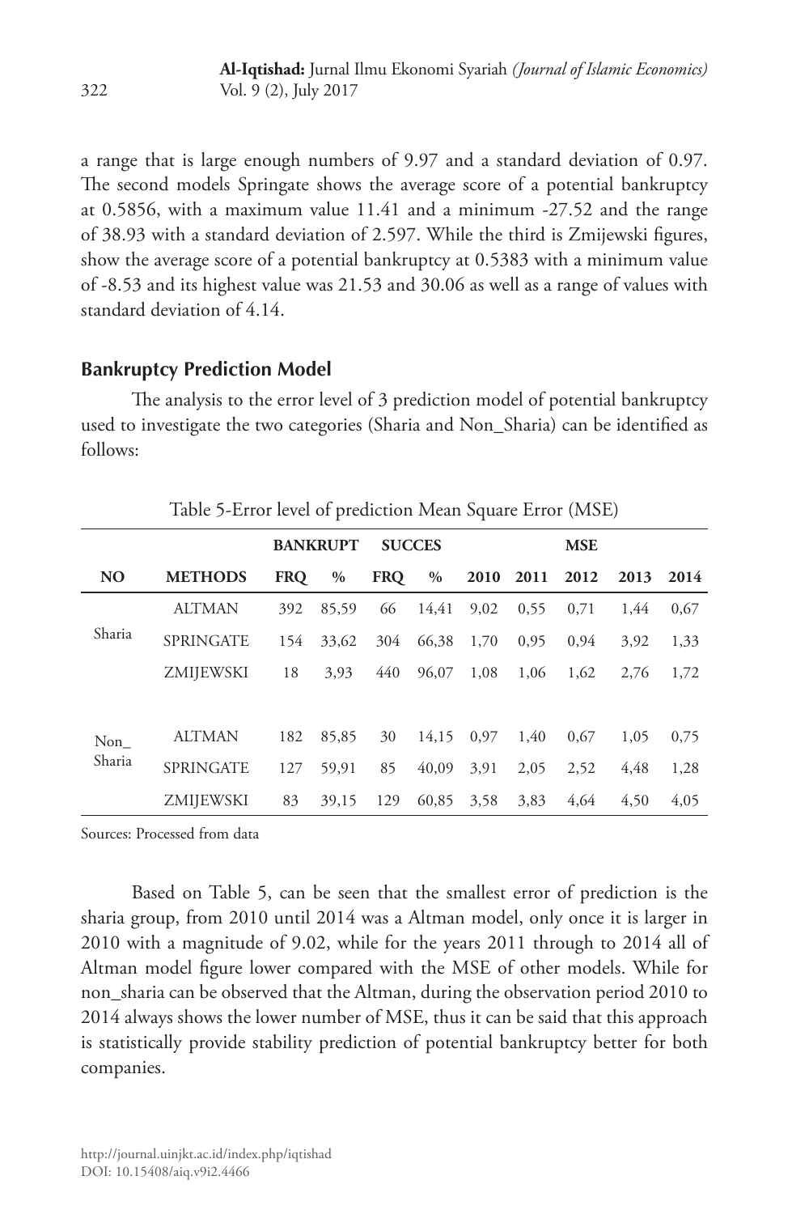a range that is large enough numbers of 9.97 and a standard deviation of 0.97. The second models Springate shows the average score of a potential bankruptcy at 0.5856, with a maximum value 11.41 and a minimum -27.52 and the range of 38.93 with a standard deviation of 2.597. While the third is Zmijewski figures, show the average score of a potential bankruptcy at 0.5383 with a minimum value of -8.53 and its highest value was 21.53 and 30.06 as well as a range of values with standard deviation of 4.14.

## Bankruptcy Prediction Model

The analysis to the error level of 3 prediction model of potential bankruptcy used to investigate the two categories (Sharia and Non_Sharia) can be identified as follows:

Table 5-Error level of prediction Mean Square Error (MSE)

| NO | METHODS | BANKRUPT | | SUCCES | | MSE | | | | |
|---|---|---|---|---|---|---|---|---|---|---|
| | | FRQ | % | FRQ | % | 2010 | 2011 | 2012 | 2013 | 2014 |
| Sharia | ALTMAN | 392 | 85,59 | 66 | 14,41 | 9,02 | 0,55 | 0,71 | 1,44 | 0,67 |
| | SPRINGATE | 154 | 33,62 | 304 | 66,38 | 1,70 | 0,95 | 0,94 | 3,92 | 1,33 |
| | ZMIJEWSKI | 18 | 3,93 | 440 | 96,07 | 1,08 | 1,06 | 1,62 | 2,76 | 1,72 |
| Non_ Sharia | ALTMAN | 182 | 85,85 | 30 | 14,15 | 0,97 | 1,40 | 0,67 | 1,05 | 0,75 |
| | SPRINGATE | 127 | 59,91 | 85 | 40,09 | 3,91 | 2,05 | 2,52 | 4,48 | 1,28 |
| | ZMIJEWSKI | 83 | 39,15 | 129 | 60,85 | 3,58 | 3,83 | 4,64 | 4,50 | 4,05 |

Sources: Processed from data

Based on Table 5, can be seen that the smallest error of prediction is the sharia group, from 2010 until 2014 was a Altman model, only once it is larger in 2010 with a magnitude of 9.02, while for the years 2011 through to 2014 all of Altman model figure lower compared with the MSE of other models. While for non_sharia can be observed that the Altman, during the observation period 2010 to 2014 always shows the lower number of MSE, thus it can be said that this approach is statistically provide stability prediction of potential bankruptcy better for both companies.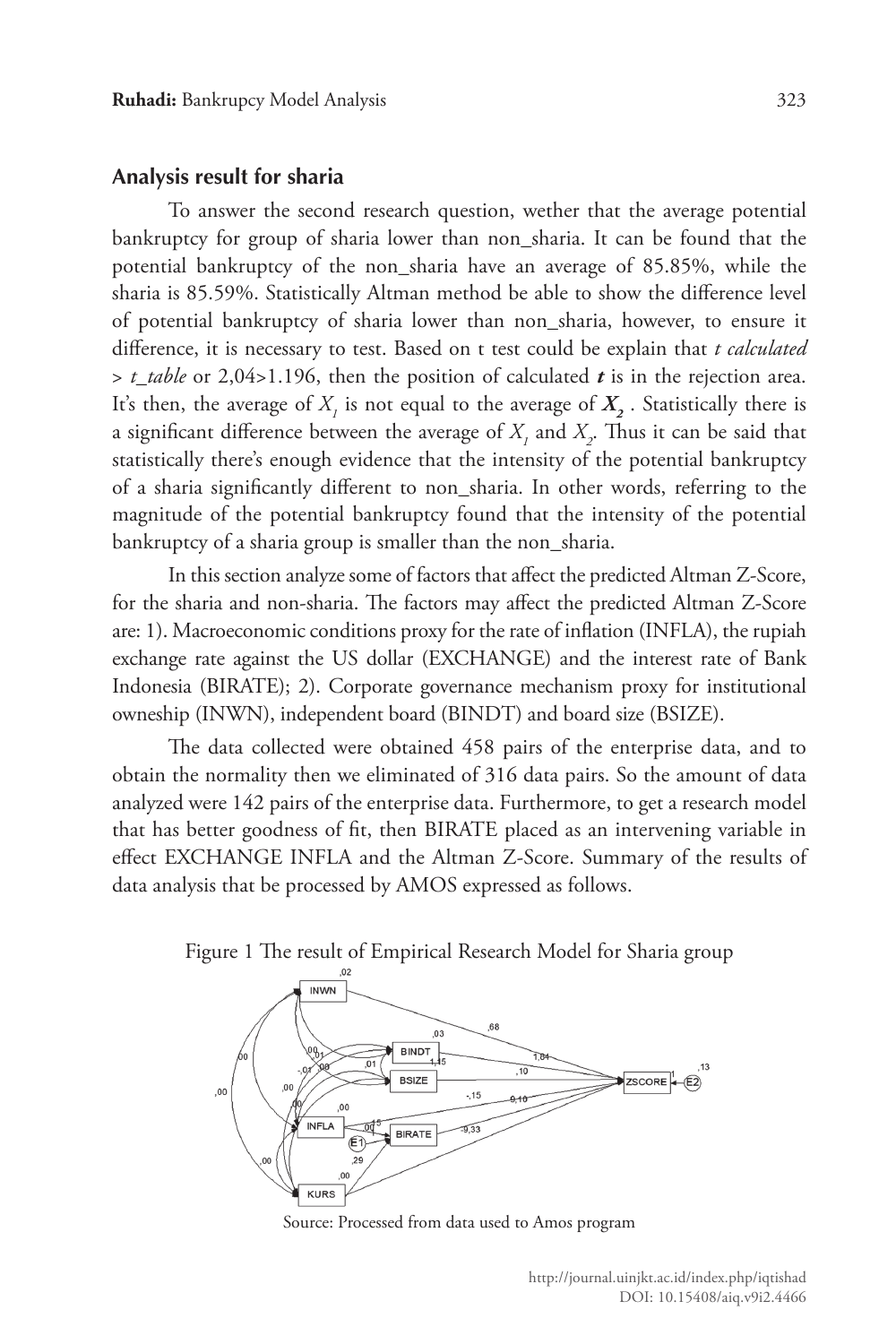## Analysis result for sharia

To answer the second research question, wether that the average potential bankruptcy for group of sharia lower than non_sharia. It can be found that the potential bankruptcy of the non_sharia have an average of 85.85%, while the sharia is 85.59%. Statistically Altman method be able to show the difference level of potential bankruptcy of sharia lower than non_sharia, however, to ensure it difference, it is necessary to test. Based on t test could be explain that *t calculated* > *t_table* or 2,04>1.196, then the position of calculated ***t*** is in the rejection area. It's then, the average of $X_1$ is not equal to the average of $\boldsymbol{X_2}$ . Statistically there is a significant difference between the average of $X_1$ and $X_2$. Thus it can be said that statistically there's enough evidence that the intensity of the potential bankruptcy of a sharia significantly different to non_sharia. In other words, referring to the magnitude of the potential bankruptcy found that the intensity of the potential bankruptcy of a sharia group is smaller than the non_sharia.

In this section analyze some of factors that affect the predicted Altman Z-Score, for the sharia and non-sharia. The factors may affect the predicted Altman Z-Score are: 1). Macroeconomic conditions proxy for the rate of inflation (INFLA), the rupiah exchange rate against the US dollar (EXCHANGE) and the interest rate of Bank Indonesia (BIRATE); 2). Corporate governance mechanism proxy for institutional owneship (INWN), independent board (BINDT) and board size (BSIZE).

The data collected were obtained 458 pairs of the enterprise data, and to obtain the normality then we eliminated of 316 data pairs. So the amount of data analyzed were 142 pairs of the enterprise data. Furthermore, to get a research model that has better goodness of fit, then BIRATE placed as an intervening variable in effect EXCHANGE INFLA and the Altman Z-Score. Summary of the results of data analysis that be processed by AMOS expressed as follows.

Figure 1 The result of Empirical Research Model for Sharia group

Source: Processed from data used to Amos program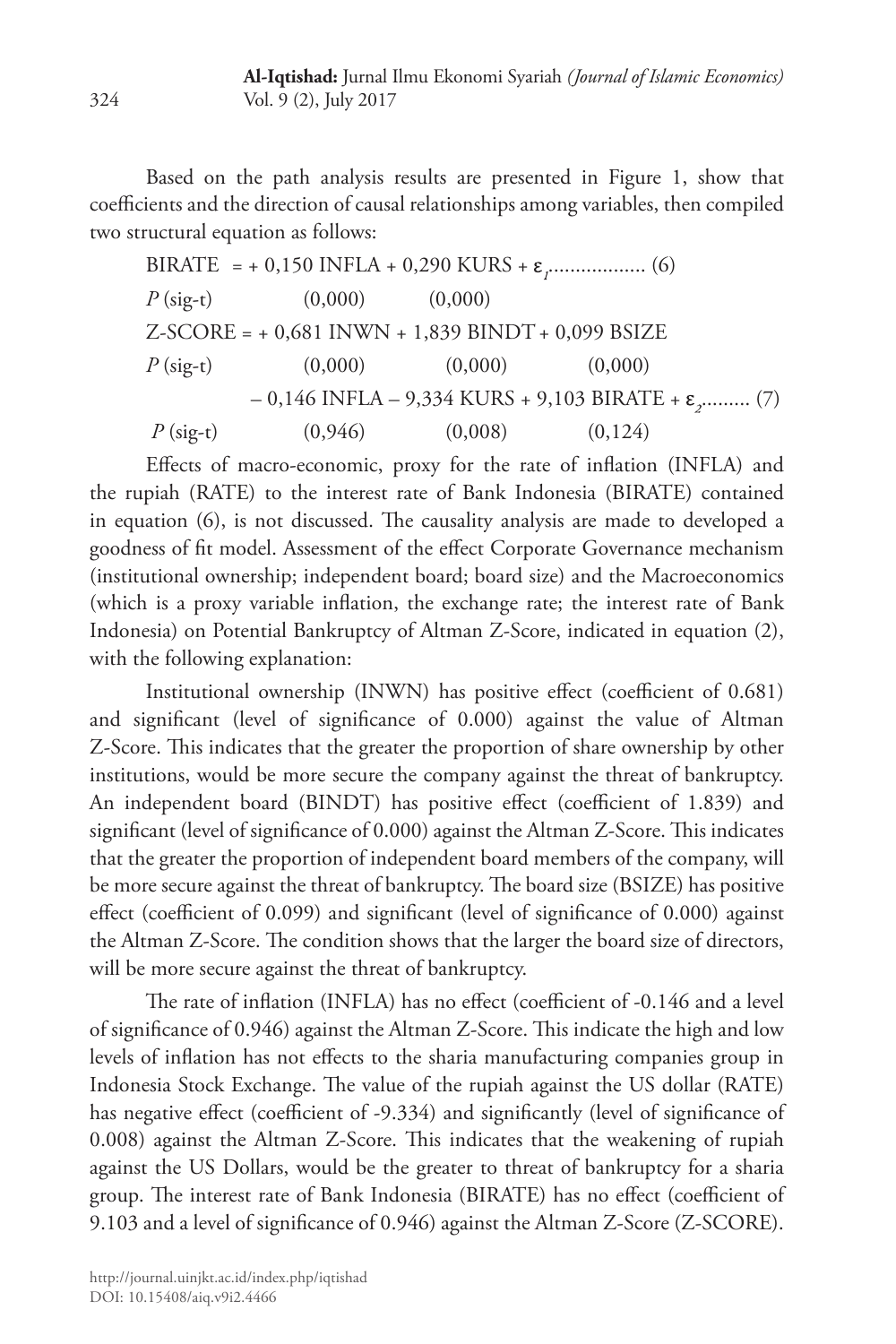Based on the path analysis results are presented in Figure 1, show that coefficients and the direction of causal relationships among variables, then compiled two structural equation as follows:

$$\text{BIRATE} = + 0{,}150 \text{ INFLA} + 0{,}290 \text{ KURS} + \varepsilon_1 \text{.................. (6)}$$

$P$ (sig-t) (0,000) (0,000)

$$\text{Z-SCORE} = + 0{,}681 \text{ INWN} + 1{,}839 \text{ BINDT} + 0{,}099 \text{ BSIZE}$$

$P$ (sig-t) (0,000) (0,000) (0,000)

$$- 0{,}146 \text{ INFLA} - 9{,}334 \text{ KURS} + 9{,}103 \text{ BIRATE} + \varepsilon_2 \text{......... (7)}$$

$P$ (sig-t) (0,946) (0,008) (0,124)

Effects of macro-economic, proxy for the rate of inflation (INFLA) and the rupiah (RATE) to the interest rate of Bank Indonesia (BIRATE) contained in equation (6), is not discussed. The causality analysis are made to developed a goodness of fit model. Assessment of the effect Corporate Governance mechanism (institutional ownership; independent board; board size) and the Macroeconomics (which is a proxy variable inflation, the exchange rate; the interest rate of Bank Indonesia) on Potential Bankruptcy of Altman Z-Score, indicated in equation (2), with the following explanation:

Institutional ownership (INWN) has positive effect (coefficient of 0.681) and significant (level of significance of 0.000) against the value of Altman Z-Score. This indicates that the greater the proportion of share ownership by other institutions, would be more secure the company against the threat of bankruptcy. An independent board (BINDT) has positive effect (coefficient of 1.839) and significant (level of significance of 0.000) against the Altman Z-Score. This indicates that the greater the proportion of independent board members of the company, will be more secure against the threat of bankruptcy. The board size (BSIZE) has positive effect (coefficient of 0.099) and significant (level of significance of 0.000) against the Altman Z-Score. The condition shows that the larger the board size of directors, will be more secure against the threat of bankruptcy.

The rate of inflation (INFLA) has no effect (coefficient of -0.146 and a level of significance of 0.946) against the Altman Z-Score. This indicate the high and low levels of inflation has not effects to the sharia manufacturing companies group in Indonesia Stock Exchange. The value of the rupiah against the US dollar (RATE) has negative effect (coefficient of -9.334) and significantly (level of significance of 0.008) against the Altman Z-Score. This indicates that the weakening of rupiah against the US Dollars, would be the greater to threat of bankruptcy for a sharia group. The interest rate of Bank Indonesia (BIRATE) has no effect (coefficient of 9.103 and a level of significance of 0.946) against the Altman Z-Score (Z-SCORE).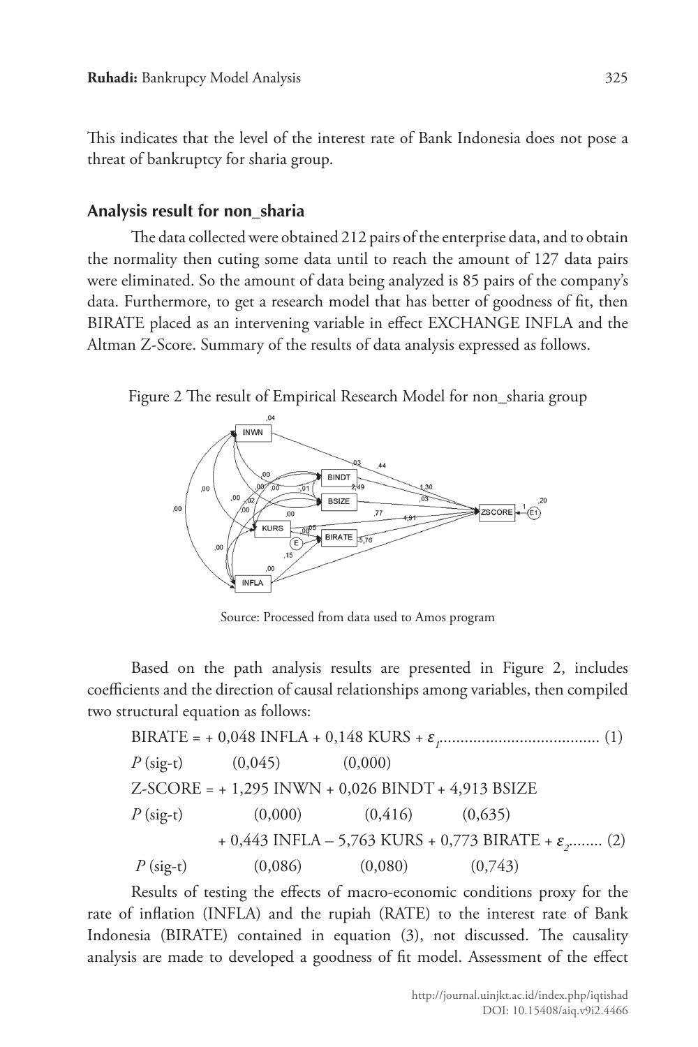This indicates that the level of the interest rate of Bank Indonesia does not pose a threat of bankruptcy for sharia group.

### Analysis result for non_sharia

The data collected were obtained 212 pairs of the enterprise data, and to obtain the normality then cuting some data until to reach the amount of 127 data pairs were eliminated. So the amount of data being analyzed is 85 pairs of the company's data. Furthermore, to get a research model that has better of goodness of fit, then BIRATE placed as an intervening variable in effect EXCHANGE INFLA and the Altman Z-Score. Summary of the results of data analysis expressed as follows.

Figure 2 The result of Empirical Research Model for non_sharia group

Source: Processed from data used to Amos program

Based on the path analysis results are presented in Figure 2, includes coefficients and the direction of causal relationships among variables, then compiled two structural equation as follows:

BIRATE = + 0,048 INFLA + 0,148 KURS + $\varepsilon_1$...................................... (1)

*P* (sig-t) (0,045) (0,000)

Z-SCORE = + 1,295 INWN + 0,026 BINDT + 4,913 BSIZE

*P* (sig-t) (0,000) (0,416) (0,635)

+ 0,443 INFLA – 5,763 KURS + 0,773 BIRATE + $\varepsilon_2$........ (2)

*P* (sig-t) (0,086) (0,080) (0,743)

Results of testing the effects of macro-economic conditions proxy for the rate of inflation (INFLA) and the rupiah (RATE) to the interest rate of Bank Indonesia (BIRATE) contained in equation (3), not discussed. The causality analysis are made to developed a goodness of fit model. Assessment of the effect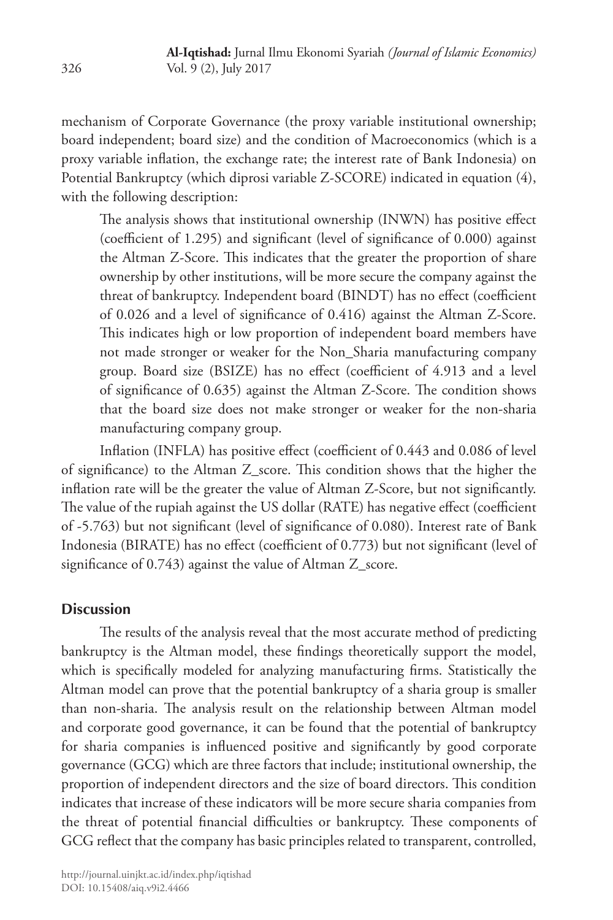mechanism of Corporate Governance (the proxy variable institutional ownership; board independent; board size) and the condition of Macroeconomics (which is a proxy variable inflation, the exchange rate; the interest rate of Bank Indonesia) on Potential Bankruptcy (which diprosi variable Z-SCORE) indicated in equation (4), with the following description:

> The analysis shows that institutional ownership (INWN) has positive effect (coefficient of 1.295) and significant (level of significance of 0.000) against the Altman Z-Score. This indicates that the greater the proportion of share ownership by other institutions, will be more secure the company against the threat of bankruptcy. Independent board (BINDT) has no effect (coefficient of 0.026 and a level of significance of 0.416) against the Altman Z-Score. This indicates high or low proportion of independent board members have not made stronger or weaker for the Non_Sharia manufacturing company group. Board size (BSIZE) has no effect (coefficient of 4.913 and a level of significance of 0.635) against the Altman Z-Score. The condition shows that the board size does not make stronger or weaker for the non-sharia manufacturing company group.

Inflation (INFLA) has positive effect (coefficient of 0.443 and 0.086 of level of significance) to the Altman Z_score. This condition shows that the higher the inflation rate will be the greater the value of Altman Z-Score, but not significantly. The value of the rupiah against the US dollar (RATE) has negative effect (coefficient of -5.763) but not significant (level of significance of 0.080). Interest rate of Bank Indonesia (BIRATE) has no effect (coefficient of 0.773) but not significant (level of significance of 0.743) against the value of Altman Z_score.

## Discussion

The results of the analysis reveal that the most accurate method of predicting bankruptcy is the Altman model, these findings theoretically support the model, which is specifically modeled for analyzing manufacturing firms. Statistically the Altman model can prove that the potential bankruptcy of a sharia group is smaller than non-sharia. The analysis result on the relationship between Altman model and corporate good governance, it can be found that the potential of bankruptcy for sharia companies is influenced positive and significantly by good corporate governance (GCG) which are three factors that include; institutional ownership, the proportion of independent directors and the size of board directors. This condition indicates that increase of these indicators will be more secure sharia companies from the threat of potential financial difficulties or bankruptcy. These components of GCG reflect that the company has basic principles related to transparent, controlled,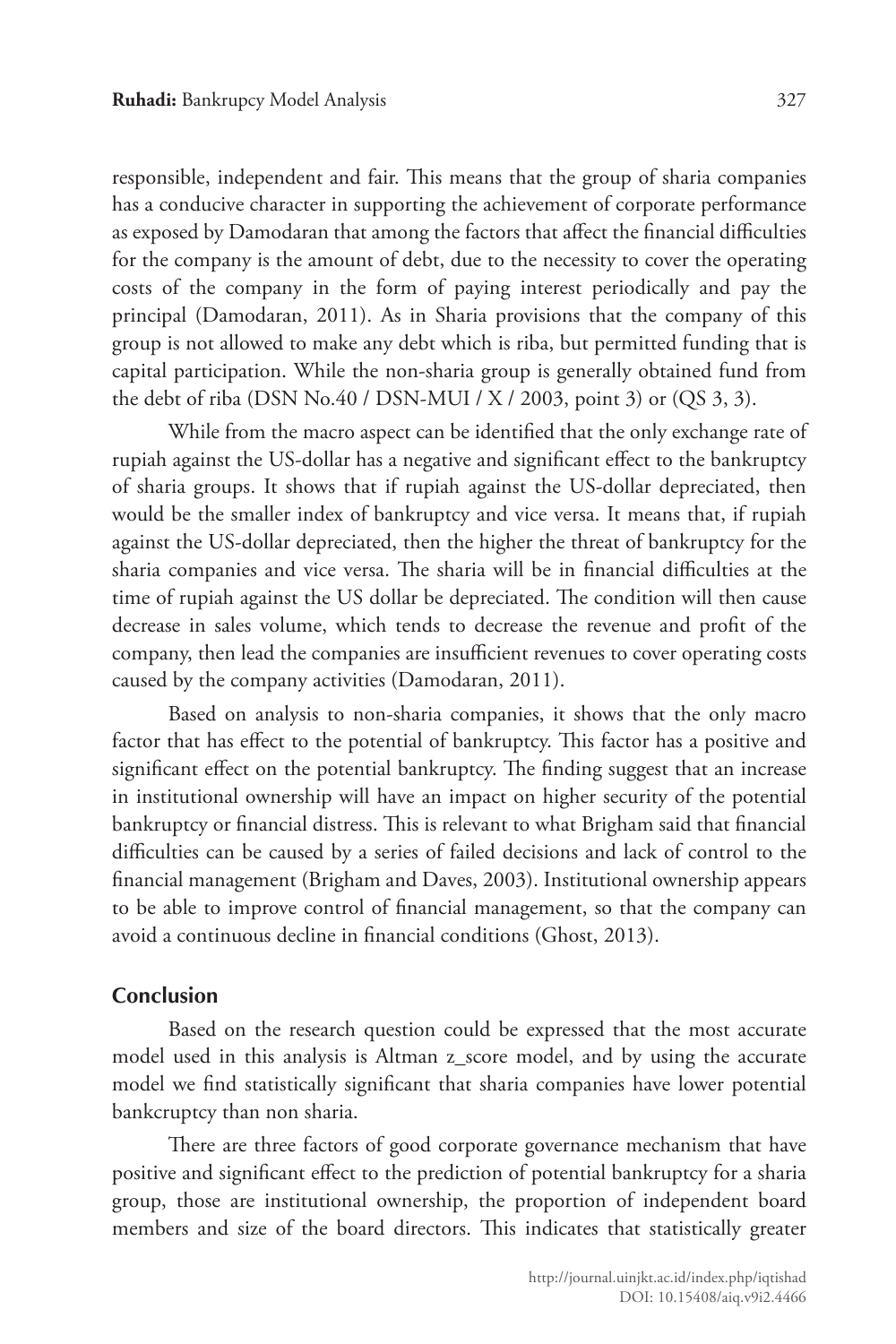responsible, independent and fair. This means that the group of sharia companies has a conducive character in supporting the achievement of corporate performance as exposed by Damodaran that among the factors that affect the financial difficulties for the company is the amount of debt, due to the necessity to cover the operating costs of the company in the form of paying interest periodically and pay the principal (Damodaran, 2011). As in Sharia provisions that the company of this group is not allowed to make any debt which is riba, but permitted funding that is capital participation. While the non-sharia group is generally obtained fund from the debt of riba (DSN No.40 / DSN-MUI / X / 2003, point 3) or (QS 3, 3).

While from the macro aspect can be identified that the only exchange rate of rupiah against the US-dollar has a negative and significant effect to the bankruptcy of sharia groups. It shows that if rupiah against the US-dollar depreciated, then would be the smaller index of bankruptcy and vice versa. It means that, if rupiah against the US-dollar depreciated, then the higher the threat of bankruptcy for the sharia companies and vice versa. The sharia will be in financial difficulties at the time of rupiah against the US dollar be depreciated. The condition will then cause decrease in sales volume, which tends to decrease the revenue and profit of the company, then lead the companies are insufficient revenues to cover operating costs caused by the company activities (Damodaran, 2011).

Based on analysis to non-sharia companies, it shows that the only macro factor that has effect to the potential of bankruptcy. This factor has a positive and significant effect on the potential bankruptcy. The finding suggest that an increase in institutional ownership will have an impact on higher security of the potential bankruptcy or financial distress. This is relevant to what Brigham said that financial difficulties can be caused by a series of failed decisions and lack of control to the financial management (Brigham and Daves, 2003). Institutional ownership appears to be able to improve control of financial management, so that the company can avoid a continuous decline in financial conditions (Ghost, 2013).

## Conclusion

Based on the research question could be expressed that the most accurate model used in this analysis is Altman z_score model, and by using the accurate model we find statistically significant that sharia companies have lower potential bankcruptcy than non sharia.

There are three factors of good corporate governance mechanism that have positive and significant effect to the prediction of potential bankruptcy for a sharia group, those are institutional ownership, the proportion of independent board members and size of the board directors. This indicates that statistically greater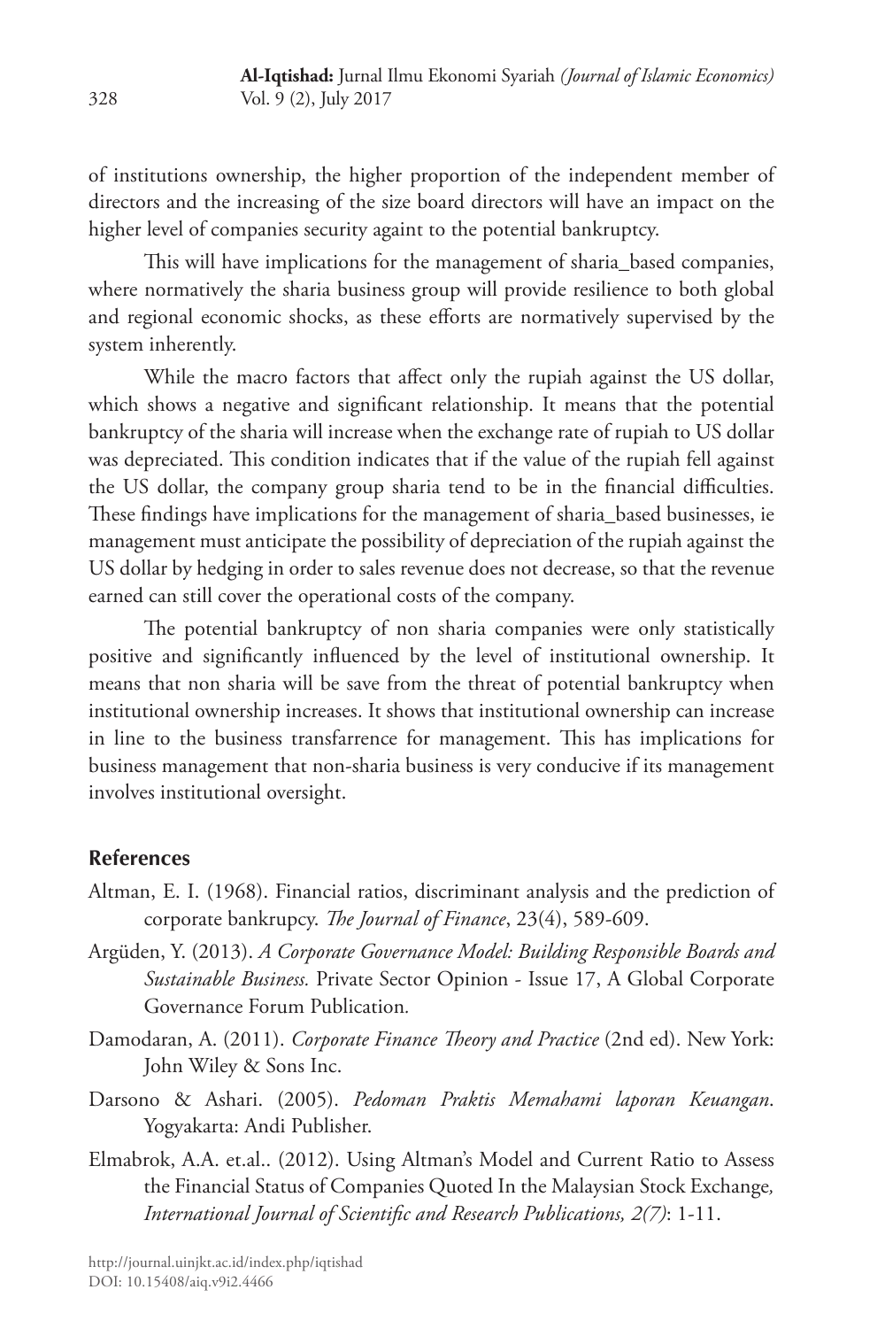of institutions ownership, the higher proportion of the independent member of directors and the increasing of the size board directors will have an impact on the higher level of companies security againt to the potential bankruptcy.

This will have implications for the management of sharia_based companies, where normatively the sharia business group will provide resilience to both global and regional economic shocks, as these efforts are normatively supervised by the system inherently.

While the macro factors that affect only the rupiah against the US dollar, which shows a negative and significant relationship. It means that the potential bankruptcy of the sharia will increase when the exchange rate of rupiah to US dollar was depreciated. This condition indicates that if the value of the rupiah fell against the US dollar, the company group sharia tend to be in the financial difficulties. These findings have implications for the management of sharia_based businesses, ie management must anticipate the possibility of depreciation of the rupiah against the US dollar by hedging in order to sales revenue does not decrease, so that the revenue earned can still cover the operational costs of the company.

The potential bankruptcy of non sharia companies were only statistically positive and significantly influenced by the level of institutional ownership. It means that non sharia will be save from the threat of potential bankruptcy when institutional ownership increases. It shows that institutional ownership can increase in line to the business transfarrence for management. This has implications for business management that non-sharia business is very conducive if its management involves institutional oversight.

## References

Altman, E. I. (1968). Financial ratios, discriminant analysis and the prediction of corporate bankrupcy. *The Journal of Finance*, 23(4), 589-609.

Argüden, Y. (2013). *A Corporate Governance Model: Building Responsible Boards and Sustainable Business.* Private Sector Opinion - Issue 17, A Global Corporate Governance Forum Publication.

Damodaran, A. (2011). *Corporate Finance Theory and Practice* (2nd ed). New York: John Wiley & Sons Inc.

Darsono & Ashari. (2005). *Pedoman Praktis Memahami laporan Keuangan*. Yogyakarta: Andi Publisher.

Elmabrok, A.A. et.al.. (2012). Using Altman's Model and Current Ratio to Assess the Financial Status of Companies Quoted In the Malaysian Stock Exchange, *International Journal of Scientific and Research Publications, 2(7)*: 1-11.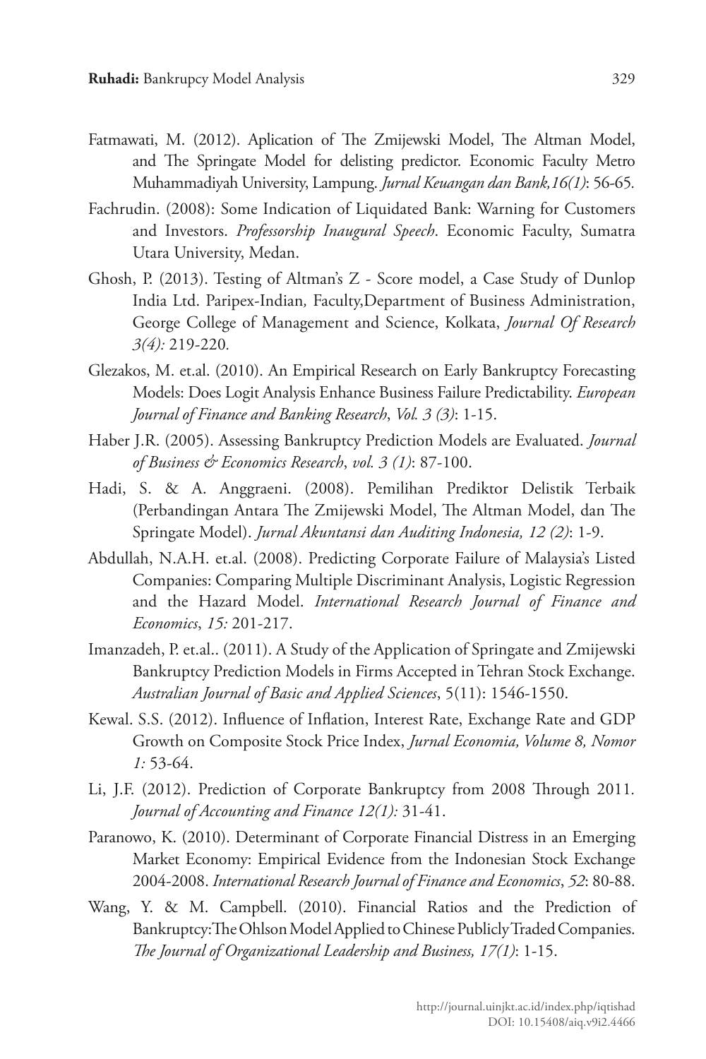Fatmawati, M. (2012). Aplication of The Zmijewski Model, The Altman Model, and The Springate Model for delisting predictor. Economic Faculty Metro Muhammadiyah University, Lampung. *Jurnal Keuangan dan Bank,16(1)*: 56-65.

Fachrudin. (2008): Some Indication of Liquidated Bank: Warning for Customers and Investors. *Professorship Inaugural Speech*. Economic Faculty, Sumatra Utara University, Medan.

Ghosh, P. (2013). Testing of Altman's Z - Score model, a Case Study of Dunlop India Ltd. Paripex-Indian, Faculty,Department of Business Administration, George College of Management and Science, Kolkata, *Journal Of Research 3(4):* 219-220.

Glezakos, M. et.al. (2010). An Empirical Research on Early Bankruptcy Forecasting Models: Does Logit Analysis Enhance Business Failure Predictability. *European Journal of Finance and Banking Research*, *Vol. 3 (3)*: 1-15.

Haber J.R. (2005). Assessing Bankruptcy Prediction Models are Evaluated. *Journal of Business & Economics Research*, *vol. 3 (1)*: 87-100.

Hadi, S. & A. Anggraeni. (2008). Pemilihan Prediktor Delistik Terbaik (Perbandingan Antara The Zmijewski Model, The Altman Model, dan The Springate Model). *Jurnal Akuntansi dan Auditing Indonesia, 12 (2)*: 1-9.

Abdullah, N.A.H. et.al. (2008). Predicting Corporate Failure of Malaysia's Listed Companies: Comparing Multiple Discriminant Analysis, Logistic Regression and the Hazard Model. *International Research Journal of Finance and Economics*, *15:* 201-217.

Imanzadeh, P. et.al.. (2011). A Study of the Application of Springate and Zmijewski Bankruptcy Prediction Models in Firms Accepted in Tehran Stock Exchange. *Australian Journal of Basic and Applied Sciences*, 5(11): 1546-1550.

Kewal. S.S. (2012). Influence of Inflation, Interest Rate, Exchange Rate and GDP Growth on Composite Stock Price Index, *Jurnal Economia, Volume 8, Nomor 1:* 53-64.

Li, J.F. (2012). Prediction of Corporate Bankruptcy from 2008 Through 2011. *Journal of Accounting and Finance 12(1):* 31-41.

Paranowo, K. (2010). Determinant of Corporate Financial Distress in an Emerging Market Economy: Empirical Evidence from the Indonesian Stock Exchange 2004-2008. *International Research Journal of Finance and Economics*, *52*: 80-88.

Wang, Y. & M. Campbell. (2010). Financial Ratios and the Prediction of Bankruptcy:The Ohlson Model Applied to Chinese Publicly Traded Companies. *The Journal of Organizational Leadership and Business, 17(1)*: 1-15.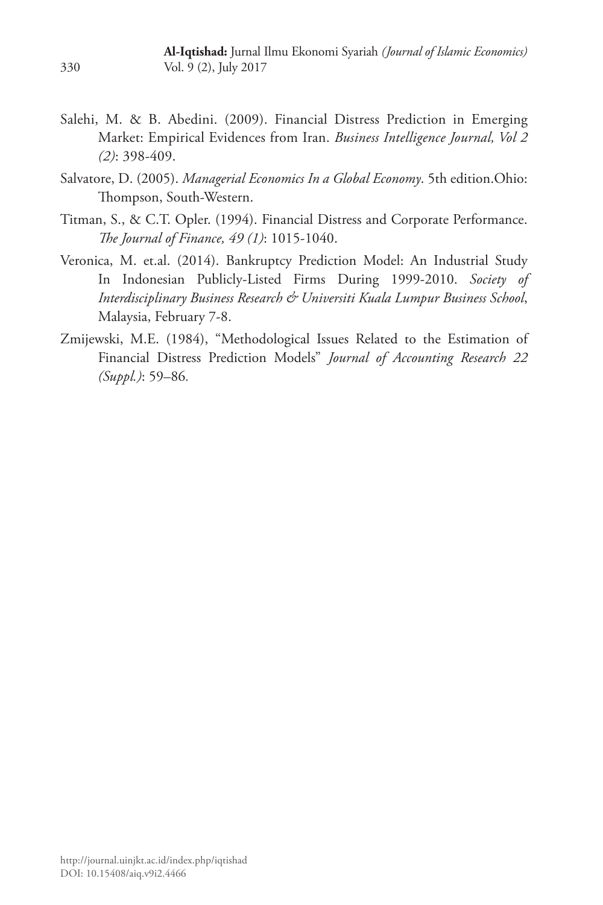Salehi, M. & B. Abedini. (2009). Financial Distress Prediction in Emerging Market: Empirical Evidences from Iran. *Business Intelligence Journal, Vol 2 (2)*: 398-409.

Salvatore, D. (2005). *Managerial Economics In a Global Economy*. 5th edition.Ohio: Thompson, South-Western.

Titman, S., & C.T. Opler. (1994). Financial Distress and Corporate Performance. *The Journal of Finance, 49 (1)*: 1015-1040.

Veronica, M. et.al. (2014). Bankruptcy Prediction Model: An Industrial Study In Indonesian Publicly-Listed Firms During 1999-2010. *Society of Interdisciplinary Business Research & Universiti Kuala Lumpur Business School*, Malaysia, February 7-8.

Zmijewski, M.E. (1984), "Methodological Issues Related to the Estimation of Financial Distress Prediction Models" *Journal of Accounting Research 22 (Suppl.)*: 59–86.